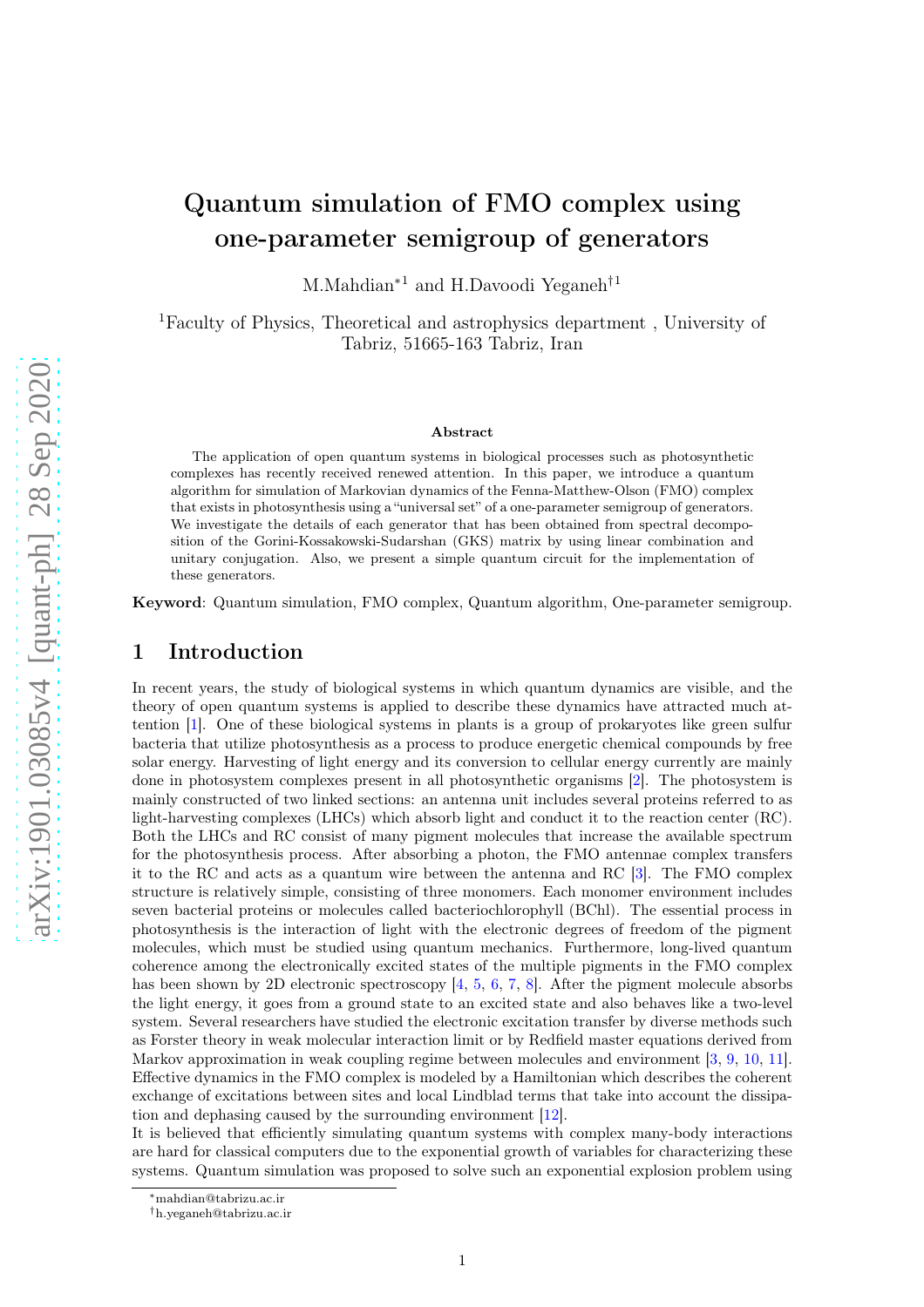# Quantum simulation of FMO complex using one-parameter semigroup of generators

M.Mahdian*[1] and H.Davoodi Yeganeh†[1]

[1]Faculty of Physics, Theoretical and astrophysics department , University of Tabriz, 51665-163 Tabriz, Iran

**Abstract**

The application of open quantum systems in biological processes such as photosynthetic complexes has recently received renewed attention. In this paper, we introduce a quantum algorithm for simulation of Markovian dynamics of the Fenna-Matthew-Olson (FMO) complex that exists in photosynthesis using a "universal set" of a one-parameter semigroup of generators. We investigate the details of each generator that has been obtained from spectral decomposition of the Gorini-Kossakowski-Sudarshan (GKS) matrix by using linear combination and unitary conjugation. Also, we present a simple quantum circuit for the implementation of these generators.

**Keyword**: Quantum simulation, FMO complex, Quantum algorithm, One-parameter semigroup.

## 1 Introduction

In recent years, the study of biological systems in which quantum dynamics are visible, and the theory of open quantum systems is applied to describe these dynamics have attracted much attention [1]. One of these biological systems in plants is a group of prokaryotes like green sulfur bacteria that utilize photosynthesis as a process to produce energetic chemical compounds by free solar energy. Harvesting of light energy and its conversion to cellular energy currently are mainly done in photosystem complexes present in all photosynthetic organisms [2]. The photosystem is mainly constructed of two linked sections: an antenna unit includes several proteins referred to as light-harvesting complexes (LHCs) which absorb light and conduct it to the reaction center (RC). Both the LHCs and RC consist of many pigment molecules that increase the available spectrum for the photosynthesis process. After absorbing a photon, the FMO antennae complex transfers it to the RC and acts as a quantum wire between the antenna and RC [3]. The FMO complex structure is relatively simple, consisting of three monomers. Each monomer environment includes seven bacterial proteins or molecules called bacteriochlorophyll (BChl). The essential process in photosynthesis is the interaction of light with the electronic degrees of freedom of the pigment molecules, which must be studied using quantum mechanics. Furthermore, long-lived quantum coherence among the electronically excited states of the multiple pigments in the FMO complex has been shown by 2D electronic spectroscopy [4, 5, 6, 7, 8]. After the pigment molecule absorbs the light energy, it goes from a ground state to an excited state and also behaves like a two-level system. Several researchers have studied the electronic excitation transfer by diverse methods such as Forster theory in weak molecular interaction limit or by Redfield master equations derived from Markov approximation in weak coupling regime between molecules and environment [3, 9, 10, 11]. Effective dynamics in the FMO complex is modeled by a Hamiltonian which describes the coherent exchange of excitations between sites and local Lindblad terms that take into account the dissipation and dephasing caused by the surrounding environment [12].

It is believed that efficiently simulating quantum systems with complex many-body interactions are hard for classical computers due to the exponential growth of variables for characterizing these systems. Quantum simulation was proposed to solve such an exponential explosion problem using

*mahdian@tabrizu.ac.ir

†h.yeganeh@tabrizu.ac.ir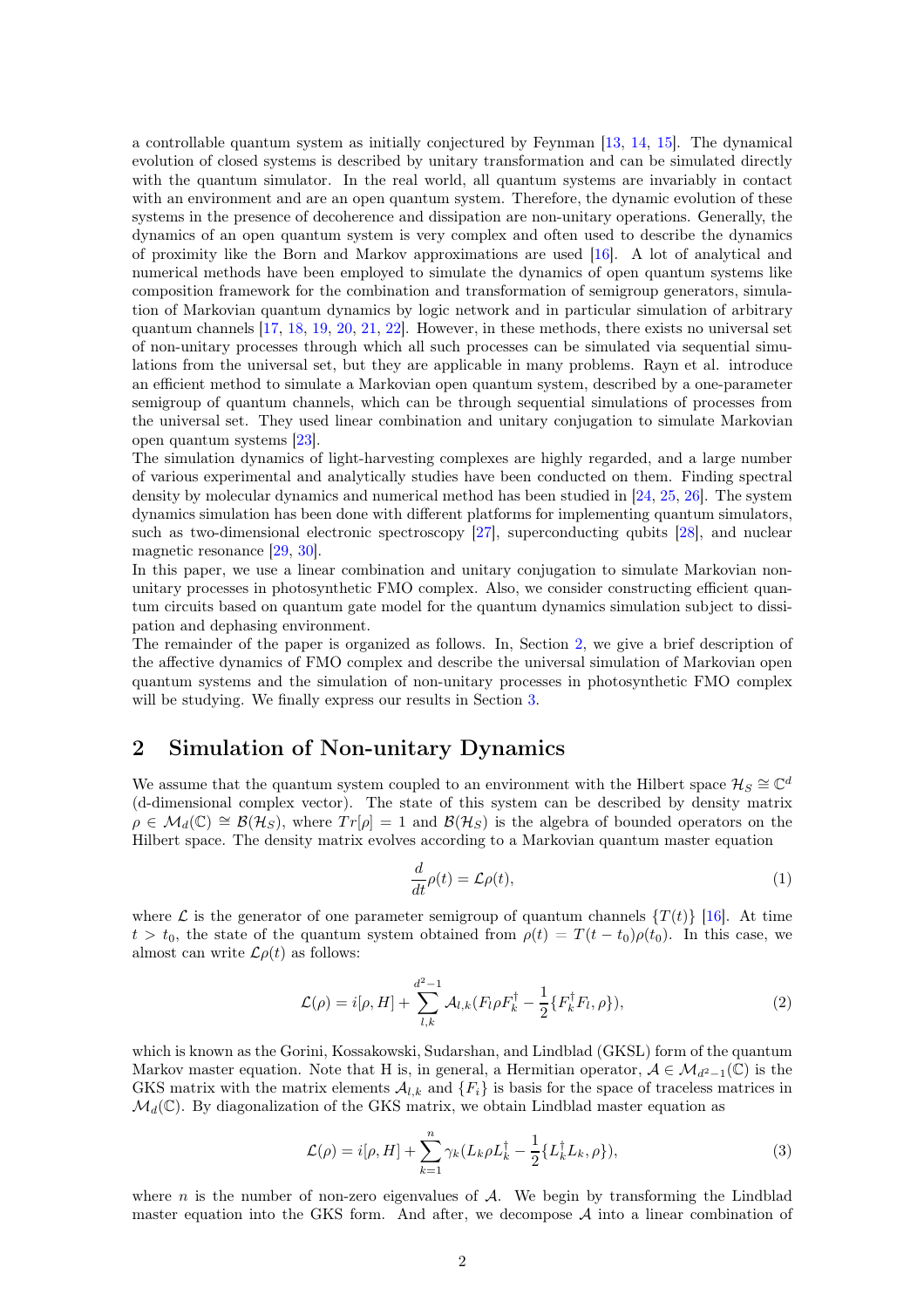a controllable quantum system as initially conjectured by Feynman [13, 14, 15]. The dynamical evolution of closed systems is described by unitary transformation and can be simulated directly with the quantum simulator. In the real world, all quantum systems are invariably in contact with an environment and are an open quantum system. Therefore, the dynamic evolution of these systems in the presence of decoherence and dissipation are non-unitary operations. Generally, the dynamics of an open quantum system is very complex and often used to describe the dynamics of proximity like the Born and Markov approximations are used [16]. A lot of analytical and numerical methods have been employed to simulate the dynamics of open quantum systems like composition framework for the combination and transformation of semigroup generators, simulation of Markovian quantum dynamics by logic network and in particular simulation of arbitrary quantum channels [17, 18, 19, 20, 21, 22]. However, in these methods, there exists no universal set of non-unitary processes through which all such processes can be simulated via sequential simulations from the universal set, but they are applicable in many problems. Rayn et al. introduce an efficient method to simulate a Markovian open quantum system, described by a one-parameter semigroup of quantum channels, which can be through sequential simulations of processes from the universal set. They used linear combination and unitary conjugation to simulate Markovian open quantum systems [23].
The simulation dynamics of light-harvesting complexes are highly regarded, and a large number of various experimental and analytically studies have been conducted on them. Finding spectral density by molecular dynamics and numerical method has been studied in [24, 25, 26]. The system dynamics simulation has been done with different platforms for implementing quantum simulators, such as two-dimensional electronic spectroscopy [27], superconducting qubits [28], and nuclear magnetic resonance [29, 30].
In this paper, we use a linear combination and unitary conjugation to simulate Markovian non-unitary processes in photosynthetic FMO complex. Also, we consider constructing efficient quantum circuits based on quantum gate model for the quantum dynamics simulation subject to dissipation and dephasing environment.
The remainder of the paper is organized as follows. In, Section 2, we give a brief description of the affective dynamics of FMO complex and describe the universal simulation of Markovian open quantum systems and the simulation of non-unitary processes in photosynthetic FMO complex will be studying. We finally express our results in Section 3.

## 2 Simulation of Non-unitary Dynamics

We assume that the quantum system coupled to an environment with the Hilbert space $\mathcal{H}_S \cong \mathbb{C}^d$ (d-dimensional complex vector). The state of this system can be described by density matrix $\rho \in \mathcal{M}_d(\mathbb{C}) \cong \mathcal{B}(\mathcal{H}_S)$, where $Tr[\rho] = 1$ and $\mathcal{B}(\mathcal{H}_S)$ is the algebra of bounded operators on the Hilbert space. The density matrix evolves according to a Markovian quantum master equation

$$\frac{d}{dt}\rho(t) = \mathcal{L}\rho(t), \tag{1}$$

where $\mathcal{L}$ is the generator of one parameter semigroup of quantum channels $\{T(t)\}$ [16]. At time $t > t_0$, the state of the quantum system obtained from $\rho(t) = T(t-t_0)\rho(t_0)$. In this case, we almost can write $\mathcal{L}\rho(t)$ as follows:

$$\mathcal{L}(\rho) = i[\rho, H] + \sum_{l,k}^{d^2-1} \mathcal{A}_{l,k}(F_l \rho F_k^\dagger - \frac{1}{2}\{F_k^\dagger F_l, \rho\}), \tag{2}$$

which is known as the Gorini, Kossakowski, Sudarshan, and Lindblad (GKSL) form of the quantum Markov master equation. Note that H is, in general, a Hermitian operator, $\mathcal{A} \in \mathcal{M}_{d^2-1}(\mathbb{C})$ is the GKS matrix with the matrix elements $\mathcal{A}_{l,k}$ and $\{F_i\}$ is basis for the space of traceless matrices in $\mathcal{M}_d(\mathbb{C})$. By diagonalization of the GKS matrix, we obtain Lindblad master equation as

$$\mathcal{L}(\rho) = i[\rho, H] + \sum_{k=1}^{n} \gamma_k (L_k \rho L_k^\dagger - \frac{1}{2}\{L_k^\dagger L_k, \rho\}), \tag{3}$$

where $n$ is the number of non-zero eigenvalues of $\mathcal{A}$. We begin by transforming the Lindblad master equation into the GKS form. And after, we decompose $\mathcal{A}$ into a linear combination of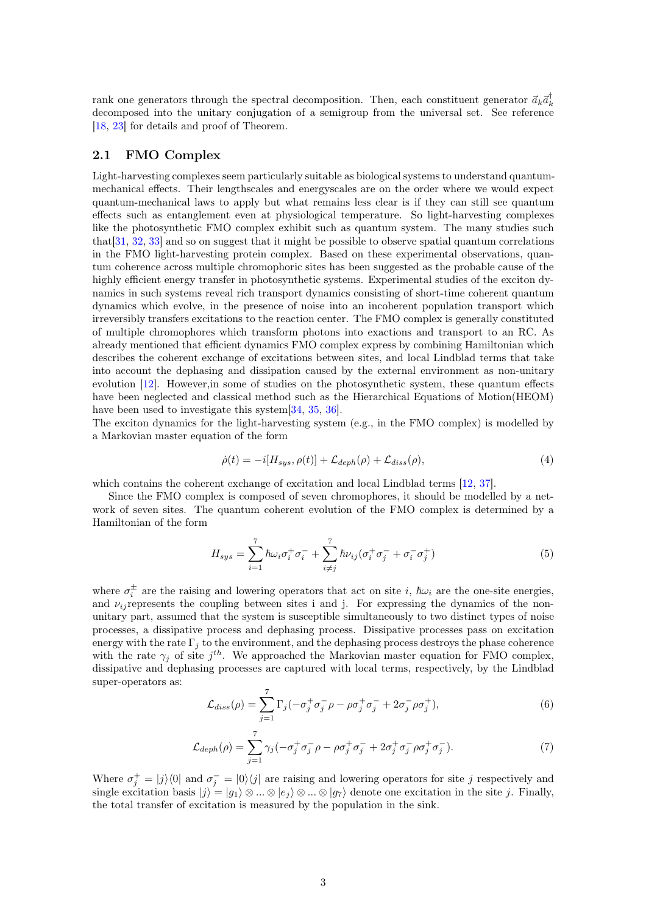rank one generators through the spectral decomposition. Then, each constituent generator $\vec{a}_k\vec{a}_k^\dagger$ decomposed into the unitary conjugation of a semigroup from the universal set. See reference [18, 23] for details and proof of Theorem.

## 2.1 FMO Complex

Light-harvesting complexes seem particularly suitable as biological systems to understand quantum-mechanical effects. Their lengthscales and energyscales are on the order where we would expect quantum-mechanical laws to apply but what remains less clear is if they can still see quantum effects such as entanglement even at physiological temperature. So light-harvesting complexes like the photosynthetic FMO complex exhibit such as quantum system. The many studies such that[31, 32, 33] and so on suggest that it might be possible to observe spatial quantum correlations in the FMO light-harvesting protein complex. Based on these experimental observations, quantum coherence across multiple chromophoric sites has been suggested as the probable cause of the highly efficient energy transfer in photosynthetic systems. Experimental studies of the exciton dynamics in such systems reveal rich transport dynamics consisting of short-time coherent quantum dynamics which evolve, in the presence of noise into an incoherent population transport which irreversibly transfers excitations to the reaction center. The FMO complex is generally constituted of multiple chromophores which transform photons into exactions and transport to an RC. As already mentioned that efficient dynamics FMO complex express by combining Hamiltonian which describes the coherent exchange of excitations between sites, and local Lindblad terms that take into account the dephasing and dissipation caused by the external environment as non-unitary evolution [12]. However,in some of studies on the photosynthetic system, these quantum effects have been neglected and classical method such as the Hierarchical Equations of Motion(HEOM) have been used to investigate this system[34, 35, 36].
The exciton dynamics for the light-harvesting system (e.g., in the FMO complex) is modelled by a Markovian master equation of the form

$$\dot{\rho}(t) = -i[H_{sys}, \rho(t)] + \mathcal{L}_{deph}(\rho) + \mathcal{L}_{diss}(\rho), \tag{4}$$

which contains the coherent exchange of excitation and local Lindblad terms [12, 37].

Since the FMO complex is composed of seven chromophores, it should be modelled by a network of seven sites. The quantum coherent evolution of the FMO complex is determined by a Hamiltonian of the form

$$H_{sys} = \sum_{i=1}^{7} \hbar\omega_i \sigma_i^+ \sigma_i^- + \sum_{i \neq j}^{7} \hbar\nu_{ij}(\sigma_i^+ \sigma_j^- + \sigma_i^- \sigma_j^+) \tag{5}$$

where $\sigma_i^\pm$ are the raising and lowering operators that act on site $i$, $\hbar\omega_i$ are the one-site energies, and $\nu_{ij}$represents the coupling between sites i and j. For expressing the dynamics of the non-unitary part, assumed that the system is susceptible simultaneously to two distinct types of noise processes, a dissipative process and dephasing process. Dissipative processes pass on excitation energy with the rate $\Gamma_j$ to the environment, and the dephasing process destroys the phase coherence with the rate $\gamma_j$ of site $j^{th}$. We approached the Markovian master equation for FMO complex, dissipative and dephasing processes are captured with local terms, respectively, by the Lindblad super-operators as:

$$\mathcal{L}_{diss}(\rho) = \sum_{j=1}^{7} \Gamma_j(-\sigma_j^+ \sigma_j^- \rho - \rho\sigma_j^+ \sigma_j^- + 2\sigma_j^- \rho\sigma_j^+), \tag{6}$$

$$\mathcal{L}_{deph}(\rho) = \sum_{j=1}^{7} \gamma_j(-\sigma_j^+ \sigma_j^- \rho - \rho\sigma_j^+ \sigma_j^- + 2\sigma_j^+ \sigma_j^- \rho\sigma_j^+ \sigma_j^-). \tag{7}$$

Where $\sigma_j^+ = |j\rangle\langle 0|$ and $\sigma_j^- = |0\rangle\langle j|$ are raising and lowering operators for site $j$ respectively and single excitation basis $|j\rangle = |g_1\rangle \otimes ... \otimes |e_j\rangle \otimes ... \otimes |g_7\rangle$ denote one excitation in the site $j$. Finally, the total transfer of excitation is measured by the population in the sink.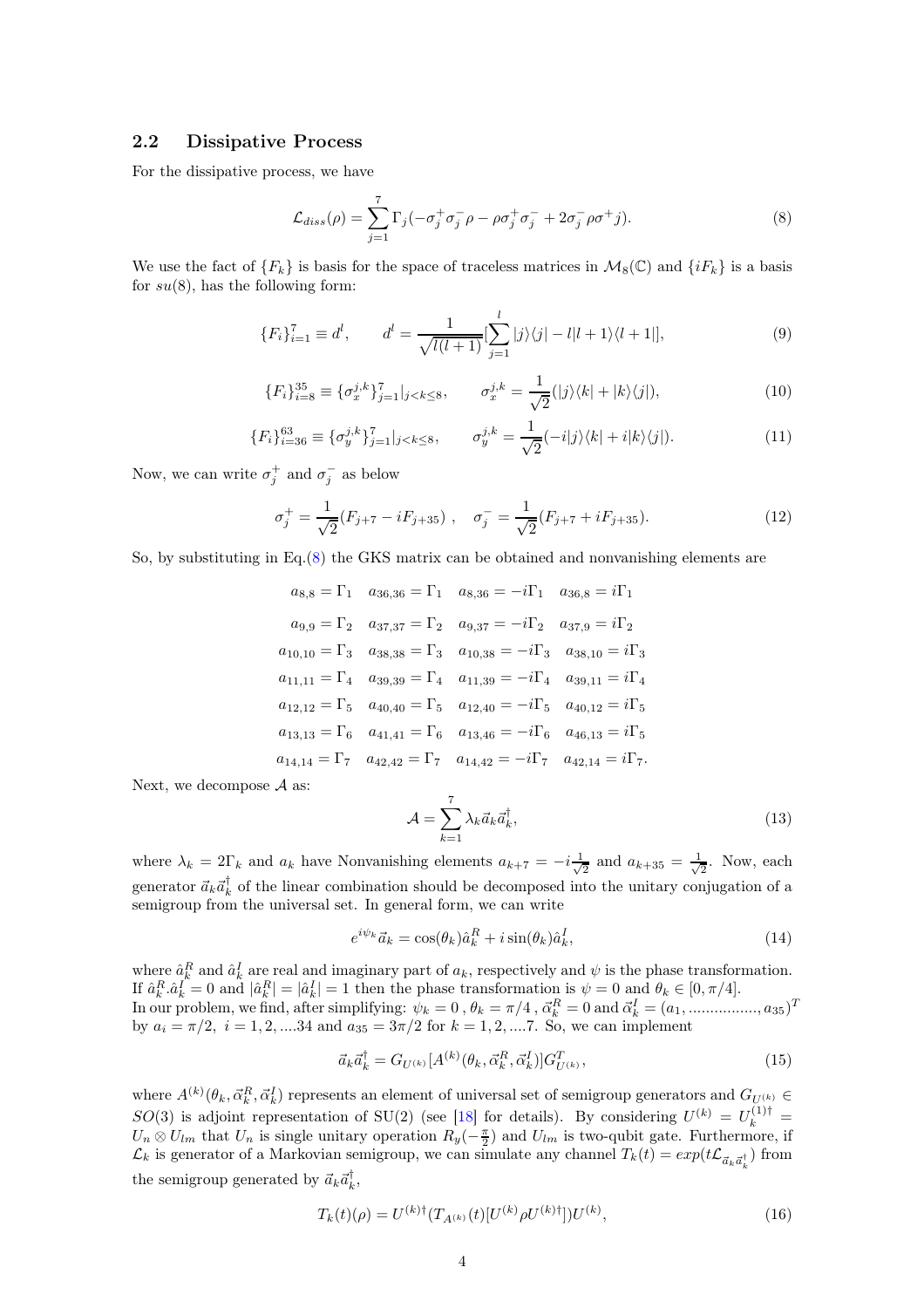### 2.2 Dissipative Process

For the dissipative process, we have

$$\mathcal{L}_{diss}(\rho) = \sum_{j=1}^{7} \Gamma_j(-\sigma_j^+\sigma_j^-\rho - \rho\sigma_j^+\sigma_j^- + 2\sigma_j^-\rho\sigma^+ j). \tag{8}$$

We use the fact of $\{F_k\}$ is basis for the space of traceless matrices in $\mathcal{M}_8(\mathbb{C})$ and $\{iF_k\}$ is a basis for $su(8)$, has the following form:

$$\{F_i\}_{i=1}^{7} \equiv d^l, \qquad d^l = \frac{1}{\sqrt{l(l+1)}}[\sum_{j=1}^{l} |j\rangle\langle j| - l|l+1\rangle\langle l+1|], \tag{9}$$

$$\{F_i\}_{i=8}^{35} \equiv \{\sigma_x^{j,k}\}_{j=1}^{7}|_{j<k\leq 8}, \qquad \sigma_x^{j,k} = \frac{1}{\sqrt{2}}(|j\rangle\langle k| + |k\rangle\langle j|), \tag{10}$$

$$\{F_i\}_{i=36}^{63} \equiv \{\sigma_y^{j,k}\}_{j=1}^{7}|_{j<k\leq 8}, \qquad \sigma_y^{j,k} = \frac{1}{\sqrt{2}}(-i|j\rangle\langle k| + i|k\rangle\langle j|). \tag{11}$$

Now, we can write $\sigma_j^+$ and $\sigma_j^-$ as below

$$\sigma_j^+ = \frac{1}{\sqrt{2}}(F_{j+7} - iF_{j+35}), \quad \sigma_j^- = \frac{1}{\sqrt{2}}(F_{j+7} + iF_{j+35}). \tag{12}$$

So, by substituting in Eq.(8) the GKS matrix can be obtained and nonvanishing elements are

$$\begin{array}{llll}
a_{8,8} = \Gamma_1 & a_{36,36} = \Gamma_1 & a_{8,36} = -i\Gamma_1 & a_{36,8} = i\Gamma_1 \\
a_{9,9} = \Gamma_2 & a_{37,37} = \Gamma_2 & a_{9,37} = -i\Gamma_2 & a_{37,9} = i\Gamma_2 \\
a_{10,10} = \Gamma_3 & a_{38,38} = \Gamma_3 & a_{10,38} = -i\Gamma_3 & a_{38,10} = i\Gamma_3 \\
a_{11,11} = \Gamma_4 & a_{39,39} = \Gamma_4 & a_{11,39} = -i\Gamma_4 & a_{39,11} = i\Gamma_4 \\
a_{12,12} = \Gamma_5 & a_{40,40} = \Gamma_5 & a_{12,40} = -i\Gamma_5 & a_{40,12} = i\Gamma_5 \\
a_{13,13} = \Gamma_6 & a_{41,41} = \Gamma_6 & a_{13,46} = -i\Gamma_6 & a_{46,13} = i\Gamma_5 \\
a_{14,14} = \Gamma_7 & a_{42,42} = \Gamma_7 & a_{14,42} = -i\Gamma_7 & a_{42,14} = i\Gamma_7.
\end{array}$$

Next, we decompose $\mathcal{A}$ as:

$$\mathcal{A} = \sum_{k=1}^{7} \lambda_k \vec{a}_k \vec{a}_k^\dagger, \tag{13}$$

where $\lambda_k = 2\Gamma_k$ and $a_k$ have Nonvanishing elements $a_{k+7} = -i\frac{1}{\sqrt{2}}$ and $a_{k+35} = \frac{1}{\sqrt{2}}$. Now, each generator $\vec{a}_k\vec{a}_k^\dagger$ of the linear combination should be decomposed into the unitary conjugation of a semigroup from the universal set. In general form, we can write

$$e^{i\psi_k}\vec{a}_k = \cos(\theta_k)\hat{a}_k^R + i\sin(\theta_k)\hat{a}_k^I, \tag{14}$$

where $\hat{a}_k^R$ and $\hat{a}_k^I$ are real and imaginary part of $a_k$, respectively and $\psi$ is the phase transformation. If $\hat{a}_k^R.\hat{a}_k^I = 0$ and $|\hat{a}_k^R| = |\hat{a}_k^I| = 1$ then the phase transformation is $\psi = 0$ and $\theta_k \in [0, \pi/4]$.
In our problem, we find, after simplifying: $\psi_k = 0$ , $\theta_k = \pi/4$ , $\vec{\alpha}_k^R = 0$ and $\vec{\alpha}_k^I = (a_1, \ldots\ldots\ldots\ldots\ldots, a_{35})^T$ by $a_i = \pi/2, \ i = 1, 2, ....34$ and $a_{35} = 3\pi/2$ for $k = 1, 2, ....7$. So, we can implement

$$\vec{a}_k\vec{a}_k^\dagger = G_{U^{(k)}}[A^{(k)}(\theta_k, \vec{\alpha}_k^R, \vec{\alpha}_k^I)]G_{U^{(k)}}^T, \tag{15}$$

where $A^{(k)}(\theta_k, \vec{\alpha}_k^R, \vec{\alpha}_k^I)$ represents an element of universal set of semigroup generators and $G_{U^{(k)}} \in SO(3)$ is adjoint representation of SU(2) (see [18] for details). By considering $U^{(k)} = U_k^{(1)\dagger} = U_n \otimes U_{lm}$ that $U_n$ is single unitary operation $R_y(-\frac{\pi}{2})$ and $U_{lm}$ is two-qubit gate. Furthermore, if $\mathcal{L}_k$ is generator of a Markovian semigroup, we can simulate any channel $T_k(t) = exp(t\mathcal{L}_{\vec{a}_k\vec{a}_k^\dagger})$ from the semigroup generated by $\vec{a}_k\vec{a}_k^\dagger$,

$$T_k(t)(\rho) = U^{(k)\dagger}(T_{A^{(k)}}(t)[U^{(k)}\rho U^{(k)\dagger}])U^{(k)}, \tag{16}$$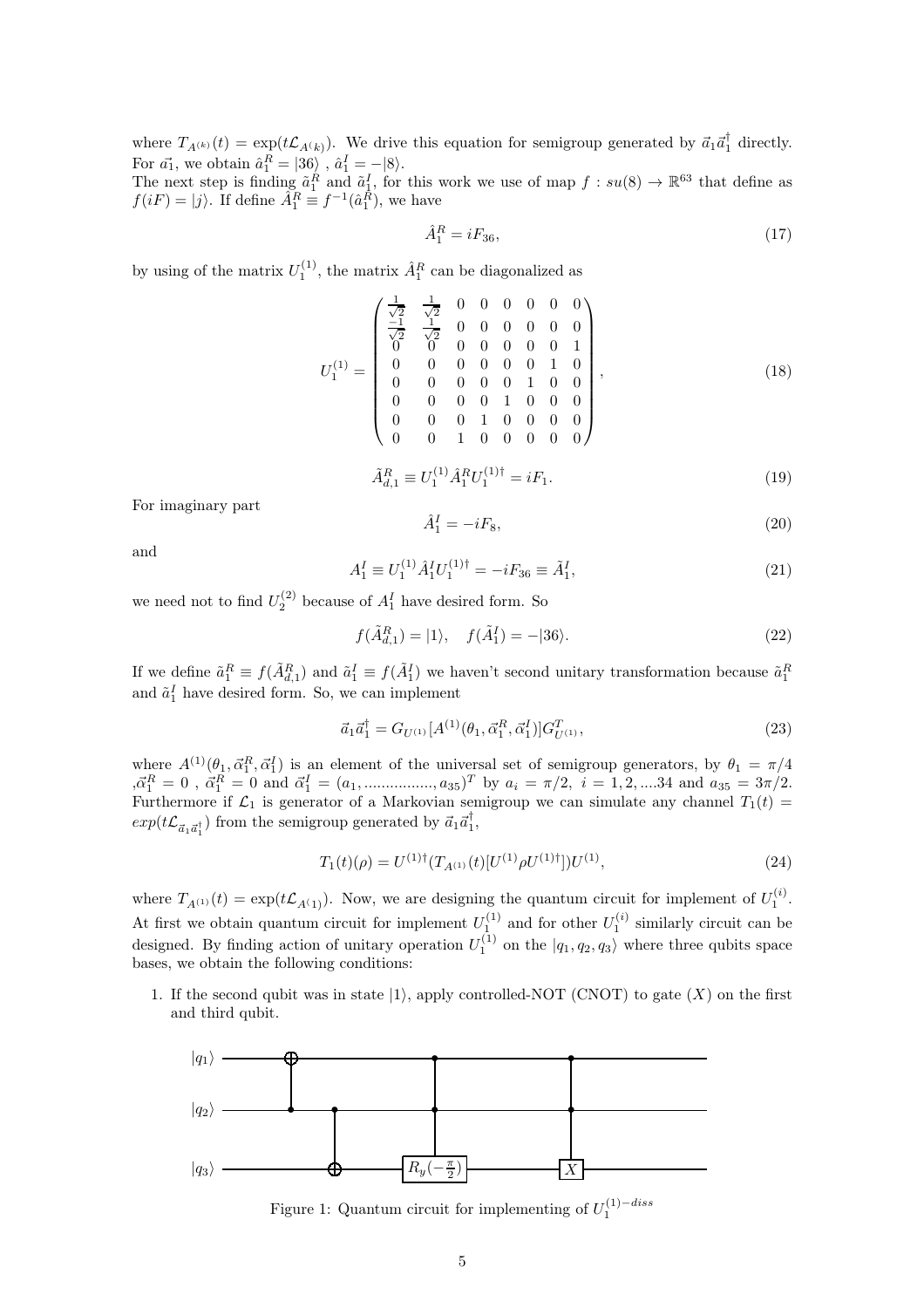where $T_{A^{(k)}}(t) = \exp(t\mathcal{L}_{A^{(k)}})$. We drive this equation for semigroup generated by $\vec{a}_1\vec{a}_1^\dagger$ directly. For $\vec{a_1}$, we obtain $\hat{a}_1^R = |36\rangle$ , $\hat{a}_1^I = -|8\rangle$.

The next step is finding $\tilde{a}_1^R$ and $\tilde{a}_1^I$, for this work we use of map $f : su(8) \to \mathbb{R}^{63}$ that define as $f(iF) = |j\rangle$. If define $\hat{A}_1^R \equiv f^{-1}(\hat{a}_1^R)$, we have

$$\hat{A}_1^R = iF_{36}, \tag{17}$$

by using of the matrix $U_1^{(1)}$, the matrix $\hat{A}_1^R$ can be diagonalized as

$$U_1^{(1)} = \begin{pmatrix} \frac{1}{\sqrt{2}} & \frac{1}{\sqrt{2}} & 0 & 0 & 0 & 0 & 0 & 0 \\ \frac{-1}{\sqrt{2}} & \frac{1}{\sqrt{2}} & 0 & 0 & 0 & 0 & 0 & 0 \\ 0 & 0 & 0 & 0 & 0 & 0 & 0 & 1 \\ 0 & 0 & 0 & 0 & 0 & 0 & 1 & 0 \\ 0 & 0 & 0 & 0 & 0 & 1 & 0 & 0 \\ 0 & 0 & 0 & 0 & 1 & 0 & 0 & 0 \\ 0 & 0 & 0 & 1 & 0 & 0 & 0 & 0 \\ 0 & 0 & 1 & 0 & 0 & 0 & 0 & 0 \end{pmatrix}, \tag{18}$$

$$\tilde{A}_{d,1}^R \equiv U_1^{(1)} \hat{A}_1^R U_1^{(1)\dagger} = iF_1. \tag{19}$$

For imaginary part

$$\hat{A}_1^I = -iF_8, \tag{20}$$

and

$$A_1^I \equiv U_1^{(1)} \hat{A}_1^I U_1^{(1)\dagger} = -iF_{36} \equiv \tilde{A}_1^I, \tag{21}$$

we need not to find $U_2^{(2)}$ because of $A_1^I$ have desired form. So

$$f(\tilde{A}_{d,1}^R) = |1\rangle, \quad f(\tilde{A}_1^I) = -|36\rangle. \tag{22}$$

If we define $\tilde{a}_1^R \equiv f(\tilde{A}_{d,1}^R)$ and $\tilde{a}_1^I \equiv f(\tilde{A}_1^I)$ we haven't second unitary transformation because $\tilde{a}_1^R$ and $\tilde{a}_1^I$ have desired form. So, we can implement

$$\vec{a}_1\vec{a}_1^\dagger = G_{U^{(1)}}[A^{(1)}(\theta_1, \vec{\alpha}_1^R, \vec{\alpha}_1^I)]G_{U^{(1)}}^T, \tag{23}$$

where $A^{(1)}(\theta_1, \vec{\alpha}_1^R, \vec{\alpha}_1^I)$ is an element of the universal set of semigroup generators, by $\theta_1 = \pi/4$ ,$\vec{\alpha}_1^R = 0$ , $\vec{\alpha}_1^R = 0$ and $\vec{\alpha}_1^I = (a_1, ................, a_{35})^T$ by $a_i = \pi/2,\ i = 1, 2, ....34$ and $a_{35} = 3\pi/2$. Furthermore if $\mathcal{L}_1$ is generator of a Markovian semigroup we can simulate any channel $T_1(t) = exp(t\mathcal{L}_{\vec{a}_1\vec{a}_1^\dagger})$ from the semigroup generated by $\vec{a}_1\vec{a}_1^\dagger$,

$$T_1(t)(\rho) = U^{(1)\dagger}(T_{A^{(1)}}(t)[U^{(1)}\rho U^{(1)\dagger}])U^{(1)}, \tag{24}$$

where $T_{A^{(1)}}(t) = \exp(t\mathcal{L}_{A^{(}1)})$. Now, we are designing the quantum circuit for implement of $U_1^{(i)}$. At first we obtain quantum circuit for implement $U_1^{(1)}$ and for other $U_1^{(i)}$ similarly circuit can be designed. By finding action of unitary operation $U_1^{(1)}$ on the $|q_1, q_2, q_3\rangle$ where three qubits space bases, we obtain the following conditions:

1. If the second qubit was in state $|1\rangle$, apply controlled-NOT (CNOT) to gate $(X)$ on the first and third qubit.

Figure 1: Quantum circuit for implementing of $U_1^{(1)-diss}$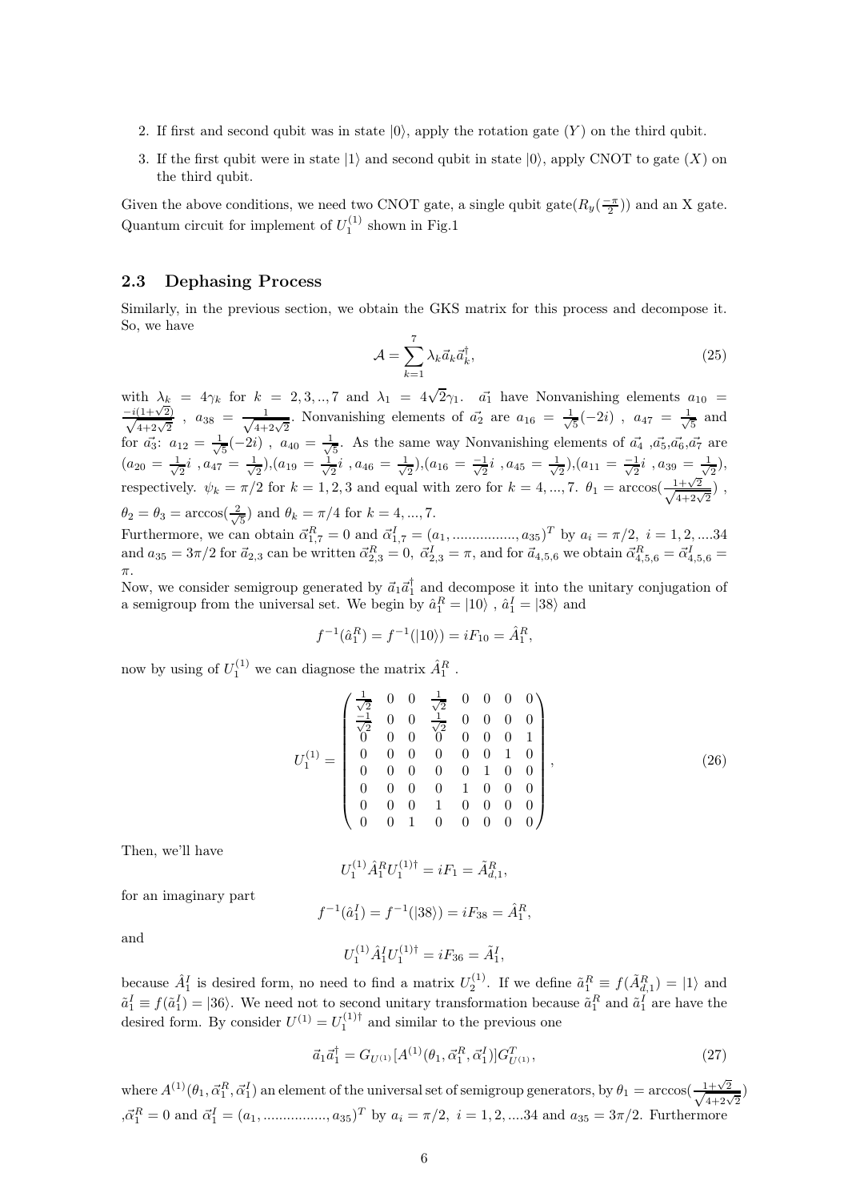2. If first and second qubit was in state $|0\rangle$, apply the rotation gate ($Y$) on the third qubit.
3. If the first qubit were in state $|1\rangle$ and second qubit in state $|0\rangle$, apply CNOT to gate ($X$) on the third qubit.

Given the above conditions, we need two CNOT gate, a single qubit gate($R_y(\frac{-\pi}{2})$) and an X gate. Quantum circuit for implement of $U_1^{(1)}$ shown in Fig.1

### 2.3 Dephasing Process

Similarly, in the previous section, we obtain the GKS matrix for this process and decompose it. So, we have

$$\mathcal{A} = \sum_{k=1}^{7} \lambda_k \vec{a}_k \vec{a}_k^\dagger, \tag{25}$$

with $\lambda_k = 4\gamma_k$ for $k = 2, 3, .., 7$ and $\lambda_1 = 4\sqrt{2}\gamma_1$. $\vec{a_1}$ have Nonvanishing elements $a_{10} = \frac{-i(1+\sqrt{2})}{\sqrt{4+2\sqrt{2}}}$ , $a_{38} = \frac{1}{\sqrt{4+2\sqrt{2}}}$. Nonvanishing elements of $\vec{a_2}$ are $a_{16} = \frac{1}{\sqrt{5}}(-2i)$ , $a_{47} = \frac{1}{\sqrt{5}}$ and for $\vec{a_3}$: $a_{12} = \frac{1}{\sqrt{5}}(-2i)$ , $a_{40} = \frac{1}{\sqrt{5}}$. As the same way Nonvanishing elements of $\vec{a_4}$ ,$\vec{a_5}$,$\vec{a_6}$,$\vec{a_7}$ are $(a_{20} = \frac{1}{\sqrt{2}}i$ ,$a_{47} = \frac{1}{\sqrt{2}})$,$(a_{19} = \frac{1}{\sqrt{2}}i$ ,$a_{46} = \frac{1}{\sqrt{2}})$,$(a_{16} = \frac{-1}{\sqrt{2}}i$ ,$a_{45} = \frac{1}{\sqrt{2}})$,$(a_{11} = \frac{-1}{\sqrt{2}}i$ ,$a_{39} = \frac{1}{\sqrt{2}})$, respectively. $\psi_k = \pi/2$ for $k = 1, 2, 3$ and equal with zero for $k = 4, ..., 7$. $\theta_1 = \arccos(\frac{1+\sqrt{2}}{\sqrt{4+2\sqrt{2}}})$ , $\theta_2 = \theta_3 = \arccos(\frac{2}{\sqrt{5}})$ and $\theta_k = \pi/4$ for $k = 4, ..., 7$.

Furthermore, we can obtain $\vec{\alpha}_{1,7}^R = 0$ and $\vec{\alpha}_{1,7}^I = (a_1, ................, a_{35})^T$ by $a_i = \pi/2,\ i = 1, 2, ....34$ and $a_{35} = 3\pi/2$ for $\vec{a}_{2,3}$ can be written $\vec{\alpha}_{2,3}^R = 0$, $\vec{\alpha}_{2,3}^I = \pi$, and for $\vec{a}_{4,5,6}$ we obtain $\vec{\alpha}_{4,5,6}^R = \vec{\alpha}_{4,5,6}^I = \pi$.

Now, we consider semigroup generated by $\vec{a}_1\vec{a}_1^\dagger$ and decompose it into the unitary conjugation of a semigroup from the universal set. We begin by $\hat{a}_1^R = |10\rangle$ , $\hat{a}_1^I = |38\rangle$ and

$$f^{-1}(\hat{a}_1^R) = f^{-1}(|10\rangle) = iF_{10} = \hat{A}_1^R,$$

now by using of $U_1^{(1)}$ we can diagnose the matrix $\hat{A}_1^R$ .

$$U_1^{(1)} = \begin{pmatrix} \frac{1}{\sqrt{2}} & 0 & 0 & \frac{1}{\sqrt{2}} & 0 & 0 & 0 & 0 \\ \frac{-1}{\sqrt{2}} & 0 & 0 & \frac{1}{\sqrt{2}} & 0 & 0 & 0 & 0 \\ 0 & 0 & 0 & 0 & 0 & 0 & 0 & 1 \\ 0 & 0 & 0 & 0 & 0 & 0 & 1 & 0 \\ 0 & 0 & 0 & 0 & 0 & 1 & 0 & 0 \\ 0 & 0 & 0 & 0 & 1 & 0 & 0 & 0 \\ 0 & 0 & 0 & 1 & 0 & 0 & 0 & 0 \\ 0 & 0 & 1 & 0 & 0 & 0 & 0 & 0 \end{pmatrix}, \tag{26}$$

Then, we'll have

$$U_1^{(1)} \hat{A}_1^R U_1^{(1)\dagger} = iF_1 = \tilde{A}_{d,1}^R,$$

for an imaginary part

$$f^{-1}(\hat{a}_1^I) = f^{-1}(|38\rangle) = iF_{38} = \hat{A}_1^R,$$

and

$$U_1^{(1)} \hat{A}_1^I U_1^{(1)\dagger} = iF_{36} = \tilde{A}_1^I,$$

because $\hat{A}_1^I$ is desired form, no need to find a matrix $U_2^{(1)}$. If we define $\tilde{a}_1^R \equiv f(\tilde{A}_{d,1}^R) = |1\rangle$ and $\tilde{a}_1^I \equiv f(\tilde{a}_1^I) = |36\rangle$. We need not to second unitary transformation because $\tilde{a}_1^R$ and $\tilde{a}_1^I$ are have the desired form. By consider $U^{(1)} = U_1^{(1)\dagger}$ and similar to the previous one

$$\vec{a}_1\vec{a}_1^\dagger = G_{U^{(1)}}[A^{(1)}(\theta_1, \vec{\alpha}_1^R, \vec{\alpha}_1^I)]G_{U^{(1)}}^T, \tag{27}$$

where $A^{(1)}(\theta_1, \vec{\alpha}_1^R, \vec{\alpha}_1^I)$ an element of the universal set of semigroup generators, by $\theta_1 = \arccos(\frac{1+\sqrt{2}}{\sqrt{4+2\sqrt{2}}})$ ,$\vec{\alpha}_1^R = 0$ and $\vec{\alpha}_1^I = (a_1, ................, a_{35})^T$ by $a_i = \pi/2,\ i = 1, 2, ....34$ and $a_{35} = 3\pi/2$. Furthermore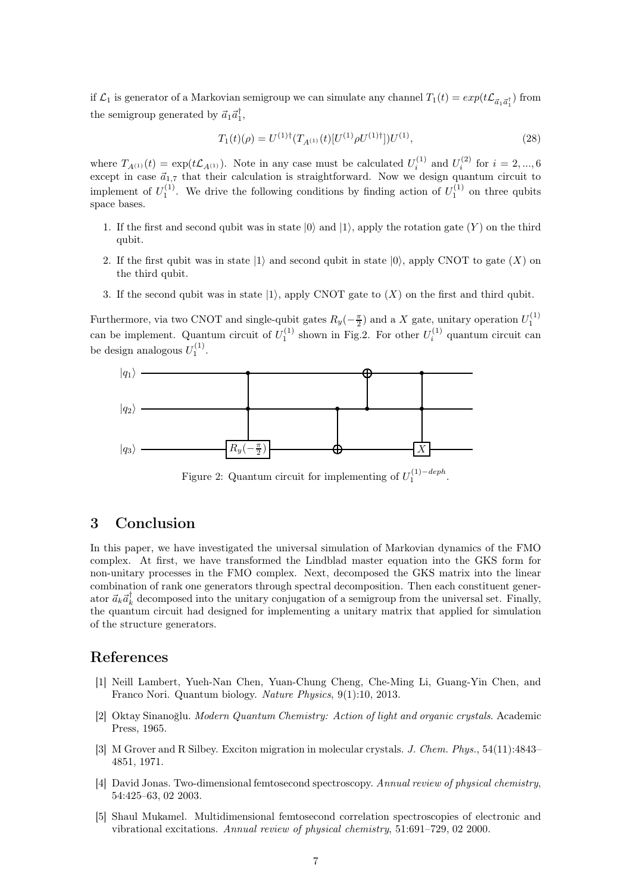if $\mathcal{L}_1$ is generator of a Markovian semigroup we can simulate any channel $T_1(t) = exp(t\mathcal{L}_{\vec{a}_1\vec{a}_1^\dagger})$ from the semigroup generated by $\vec{a}_1\vec{a}_1^\dagger$,

$$T_1(t)(\rho) = U^{(1)\dagger}(T_{A^{(1)}}(t)[U^{(1)}\rho U^{(1)\dagger}])U^{(1)}, \tag{28}$$

where $T_{A^{(1)}}(t) = \exp(t\mathcal{L}_{A^{(1)}})$. Note in any case must be calculated $U_i^{(1)}$ and $U_i^{(2)}$ for $i = 2, ..., 6$ except in case $\vec{a}_{1,7}$ that their calculation is straightforward. Now we design quantum circuit to implement of $U_1^{(1)}$. We drive the following conditions by finding action of $U_1^{(1)}$ on three qubits space bases.

1. If the first and second qubit was in state $|0\rangle$ and $|1\rangle$, apply the rotation gate $(Y)$ on the third qubit.
2. If the first qubit was in state $|1\rangle$ and second qubit in state $|0\rangle$, apply CNOT to gate $(X)$ on the third qubit.
3. If the second qubit was in state $|1\rangle$, apply CNOT gate to $(X)$ on the first and third qubit.

Furthermore, via two CNOT and single-qubit gates $R_y(-\frac{\pi}{2})$ and a $X$ gate, unitary operation $U_1^{(1)}$ can be implement. Quantum circuit of $U_1^{(1)}$ shown in Fig.2. For other $U_i^{(1)}$ quantum circuit can be design analogous $U_1^{(1)}$.

Figure 2: Quantum circuit for implementing of $U_1^{(1)-deph}$.

## 3 Conclusion

In this paper, we have investigated the universal simulation of Markovian dynamics of the FMO complex. At first, we have transformed the Lindblad master equation into the GKS form for non-unitary processes in the FMO complex. Next, decomposed the GKS matrix into the linear combination of rank one generators through spectral decomposition. Then each constituent generator $\vec{a}_k\vec{a}_k^\dagger$ decomposed into the unitary conjugation of a semigroup from the universal set. Finally, the quantum circuit had designed for implementing a unitary matrix that applied for simulation of the structure generators.

## References

[1] Neill Lambert, Yueh-Nan Chen, Yuan-Chung Cheng, Che-Ming Li, Guang-Yin Chen, and Franco Nori. Quantum biology. *Nature Physics*, 9(1):10, 2013.

[2] Oktay Sinanoğlu. *Modern Quantum Chemistry: Action of light and organic crystals*. Academic Press, 1965.

[3] M Grover and R Silbey. Exciton migration in molecular crystals. *J. Chem. Phys.*, 54(11):4843–4851, 1971.

[4] David Jonas. Two-dimensional femtosecond spectroscopy. *Annual review of physical chemistry*, 54:425–63, 02 2003.

[5] Shaul Mukamel. Multidimensional femtosecond correlation spectroscopies of electronic and vibrational excitations. *Annual review of physical chemistry*, 51:691–729, 02 2000.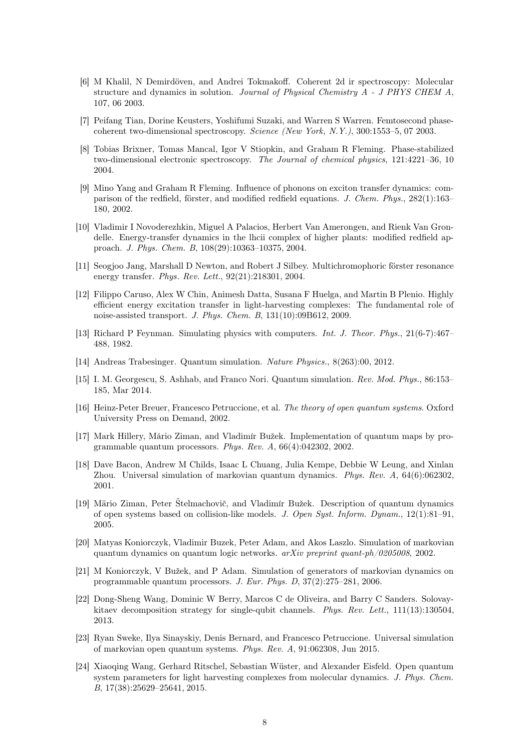[6] M Khalil, N Demirdöven, and Andrei Tokmakoff. Coherent 2d ir spectroscopy: Molecular structure and dynamics in solution. *Journal of Physical Chemistry A - J PHYS CHEM A*, 107, 06 2003.

[7] Peifang Tian, Dorine Keusters, Yoshifumi Suzaki, and Warren S Warren. Femtosecond phase-coherent two-dimensional spectroscopy. *Science (New York, N.Y.)*, 300:1553–5, 07 2003.

[8] Tobias Brixner, Tomas Mancal, Igor V Stiopkin, and Graham R Fleming. Phase-stabilized two-dimensional electronic spectroscopy. *The Journal of chemical physics*, 121:4221–36, 10 2004.

[9] Mino Yang and Graham R Fleming. Influence of phonons on exciton transfer dynamics: comparison of the redfield, förster, and modified redfield equations. *J. Chem. Phys.*, 282(1):163–180, 2002.

[10] Vladimir I Novoderezhkin, Miguel A Palacios, Herbert Van Amerongen, and Rienk Van Grondelle. Energy-transfer dynamics in the lhcii complex of higher plants: modified redfield approach. *J. Phys. Chem. B*, 108(29):10363–10375, 2004.

[11] Seogjoo Jang, Marshall D Newton, and Robert J Silbey. Multichromophoric förster resonance energy transfer. *Phys. Rev. Lett.*, 92(21):218301, 2004.

[12] Filippo Caruso, Alex W Chin, Animesh Datta, Susana F Huelga, and Martin B Plenio. Highly efficient energy excitation transfer in light-harvesting complexes: The fundamental role of noise-assisted transport. *J. Phys. Chem. B*, 131(10):09B612, 2009.

[13] Richard P Feynman. Simulating physics with computers. *Int. J. Theor. Phys.*, 21(6-7):467–488, 1982.

[14] Andreas Trabesinger. Quantum simulation. *Nature Physics.*, 8(263):00, 2012.

[15] I. M. Georgescu, S. Ashhab, and Franco Nori. Quantum simulation. *Rev. Mod. Phys.*, 86:153–185, Mar 2014.

[16] Heinz-Peter Breuer, Francesco Petruccione, et al. *The theory of open quantum systems*. Oxford University Press on Demand, 2002.

[17] Mark Hillery, Mário Ziman, and Vladimír Bužek. Implementation of quantum maps by programmable quantum processors. *Phys. Rev. A*, 66(4):042302, 2002.

[18] Dave Bacon, Andrew M Childs, Isaac L Chuang, Julia Kempe, Debbie W Leung, and Xinlan Zhou. Universal simulation of markovian quantum dynamics. *Phys. Rev. A*, 64(6):062302, 2001.

[19] Mário Ziman, Peter Štelmachovič, and Vladimír Bužek. Description of quantum dynamics of open systems based on collision-like models. *J. Open Syst. Inform. Dynam.*, 12(1):81–91, 2005.

[20] Matyas Koniorczyk, Vladimir Buzek, Peter Adam, and Akos Laszlo. Simulation of markovian quantum dynamics on quantum logic networks. *arXiv preprint quant-ph/0205008*, 2002.

[21] M Koniorczyk, V Bužek, and P Adam. Simulation of generators of markovian dynamics on programmable quantum processors. *J. Eur. Phys. D*, 37(2):275–281, 2006.

[22] Dong-Sheng Wang, Dominic W Berry, Marcos C de Oliveira, and Barry C Sanders. Solovay-kitaev decomposition strategy for single-qubit channels. *Phys. Rev. Lett.*, 111(13):130504, 2013.

[23] Ryan Sweke, Ilya Sinayskiy, Denis Bernard, and Francesco Petruccione. Universal simulation of markovian open quantum systems. *Phys. Rev. A*, 91:062308, Jun 2015.

[24] Xiaoqing Wang, Gerhard Ritschel, Sebastian Wüster, and Alexander Eisfeld. Open quantum system parameters for light harvesting complexes from molecular dynamics. *J. Phys. Chem. B*, 17(38):25629–25641, 2015.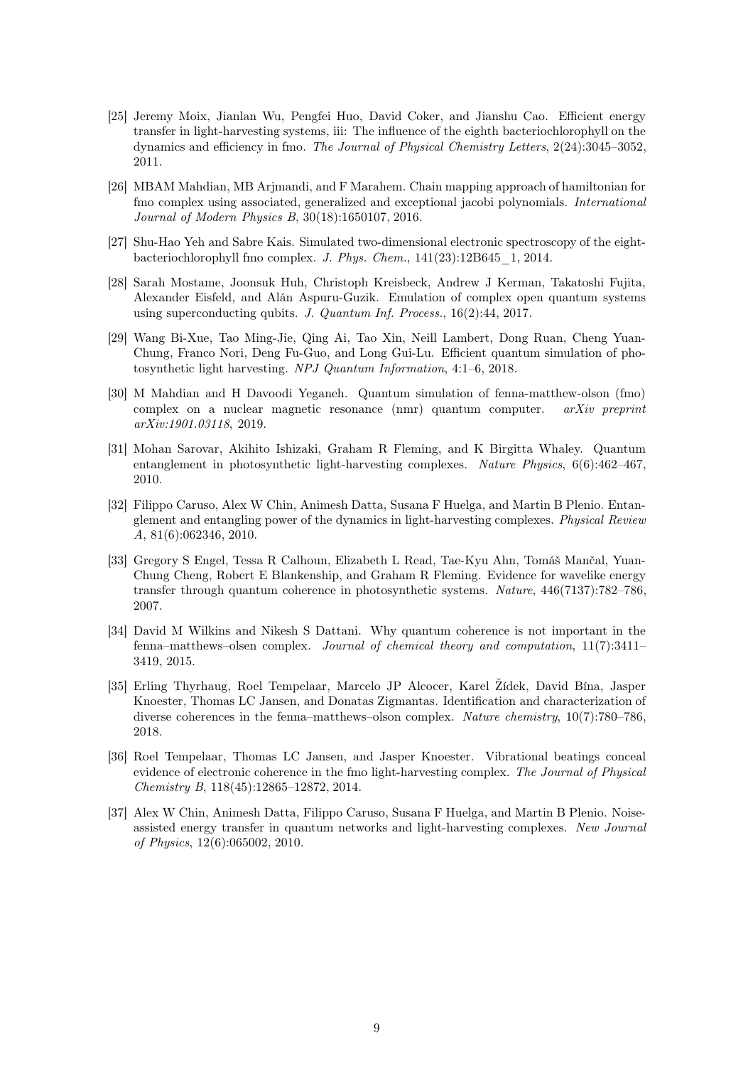[25] Jeremy Moix, Jianlan Wu, Pengfei Huo, David Coker, and Jianshu Cao. Efficient energy transfer in light-harvesting systems, iii: The influence of the eighth bacteriochlorophyll on the dynamics and efficiency in fmo. *The Journal of Physical Chemistry Letters*, 2(24):3045–3052, 2011.

[26] MBAM Mahdian, MB Arjmandi, and F Marahem. Chain mapping approach of hamiltonian for fmo complex using associated, generalized and exceptional jacobi polynomials. *International Journal of Modern Physics B*, 30(18):1650107, 2016.

[27] Shu-Hao Yeh and Sabre Kais. Simulated two-dimensional electronic spectroscopy of the eight-bacteriochlorophyll fmo complex. *J. Phys. Chem.*, 141(23):12B645_1, 2014.

[28] Sarah Mostame, Joonsuk Huh, Christoph Kreisbeck, Andrew J Kerman, Takatoshi Fujita, Alexander Eisfeld, and Alán Aspuru-Guzik. Emulation of complex open quantum systems using superconducting qubits. *J. Quantum Inf. Process.*, 16(2):44, 2017.

[29] Wang Bi-Xue, Tao Ming-Jie, Qing Ai, Tao Xin, Neill Lambert, Dong Ruan, Cheng Yuan-Chung, Franco Nori, Deng Fu-Guo, and Long Gui-Lu. Efficient quantum simulation of photosynthetic light harvesting. *NPJ Quantum Information*, 4:1–6, 2018.

[30] M Mahdian and H Davoodi Yeganeh. Quantum simulation of fenna-matthew-olson (fmo) complex on a nuclear magnetic resonance (nmr) quantum computer. *arXiv preprint arXiv:1901.03118*, 2019.

[31] Mohan Sarovar, Akihito Ishizaki, Graham R Fleming, and K Birgitta Whaley. Quantum entanglement in photosynthetic light-harvesting complexes. *Nature Physics*, 6(6):462–467, 2010.

[32] Filippo Caruso, Alex W Chin, Animesh Datta, Susana F Huelga, and Martin B Plenio. Entanglement and entangling power of the dynamics in light-harvesting complexes. *Physical Review A*, 81(6):062346, 2010.

[33] Gregory S Engel, Tessa R Calhoun, Elizabeth L Read, Tae-Kyu Ahn, Tomáš Mančal, Yuan-Chung Cheng, Robert E Blankenship, and Graham R Fleming. Evidence for wavelike energy transfer through quantum coherence in photosynthetic systems. *Nature*, 446(7137):782–786, 2007.

[34] David M Wilkins and Nikesh S Dattani. Why quantum coherence is not important in the fenna–matthews–olsen complex. *Journal of chemical theory and computation*, 11(7):3411–3419, 2015.

[35] Erling Thyrhaug, Roel Tempelaar, Marcelo JP Alcocer, Karel Žídek, David Bína, Jasper Knoester, Thomas LC Jansen, and Donatas Zigmantas. Identification and characterization of diverse coherences in the fenna–matthews–olson complex. *Nature chemistry*, 10(7):780–786, 2018.

[36] Roel Tempelaar, Thomas LC Jansen, and Jasper Knoester. Vibrational beatings conceal evidence of electronic coherence in the fmo light-harvesting complex. *The Journal of Physical Chemistry B*, 118(45):12865–12872, 2014.

[37] Alex W Chin, Animesh Datta, Filippo Caruso, Susana F Huelga, and Martin B Plenio. Noise-assisted energy transfer in quantum networks and light-harvesting complexes. *New Journal of Physics*, 12(6):065002, 2010.